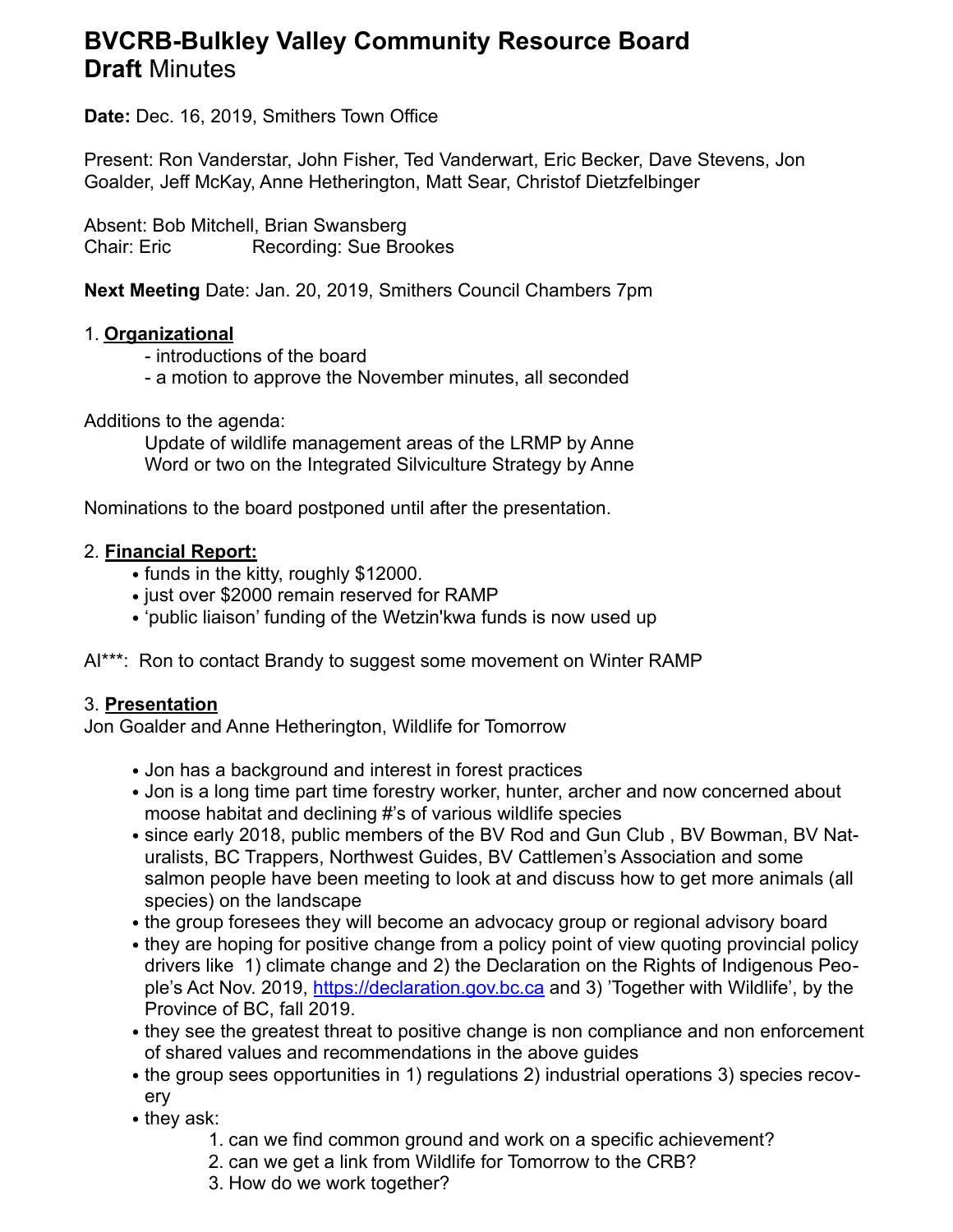# BVCRB-Bulkley Valley Community Resource Board
## **Draft** Minutes

**Date:** Dec. 16, 2019, Smithers Town Office

Present: Ron Vanderstar, John Fisher, Ted Vanderwart, Eric Becker, Dave Stevens, Jon Goalder, Jeff McKay, Anne Hetherington, Matt Sear, Christof Dietzfelbinger

Absent: Bob Mitchell, Brian Swansberg
Chair: Eric Recording: Sue Brookes

**Next Meeting** Date: Jan. 20, 2019, Smithers Council Chambers 7pm

1. **Organizational**
   - introductions of the board
   - a motion to approve the November minutes, all seconded

Additions to the agenda:
Update of wildlife management areas of the LRMP by Anne
Word or two on the Integrated Silviculture Strategy by Anne

Nominations to the board postponed until after the presentation.

2. **Financial Report:**
   - funds in the kitty, roughly $12000.
   - just over $2000 remain reserved for RAMP
   - ‘public liaison’ funding of the Wetzin'kwa funds is now used up

AI***: Ron to contact Brandy to suggest some movement on Winter RAMP

3. **Presentation**

Jon Goalder and Anne Hetherington, Wildlife for Tomorrow

- Jon has a background and interest in forest practices
- Jon is a long time part time forestry worker, hunter, archer and now concerned about moose habitat and declining #’s of various wildlife species
- since early 2018, public members of the BV Rod and Gun Club , BV Bowman, BV Naturalists, BC Trappers, Northwest Guides, BV Cattlemen’s Association and some salmon people have been meeting to look at and discuss how to get more animals (all species) on the landscape
- the group foresees they will become an advocacy group or regional advisory board
- they are hoping for positive change from a policy point of view quoting provincial policy drivers like 1) climate change and 2) the Declaration on the Rights of Indigenous People’s Act Nov. 2019, [https://declaration.gov.bc.ca](https://declaration.gov.bc.ca) and 3) ’Together with Wildlife’, by the Province of BC, fall 2019.
- they see the greatest threat to positive change is non compliance and non enforcement of shared values and recommendations in the above guides
- the group sees opportunities in 1) regulations 2) industrial operations 3) species recovery
- they ask:
  1. can we find common ground and work on a specific achievement?
  2. can we get a link from Wildlife for Tomorrow to the CRB?
  3. How do we work together?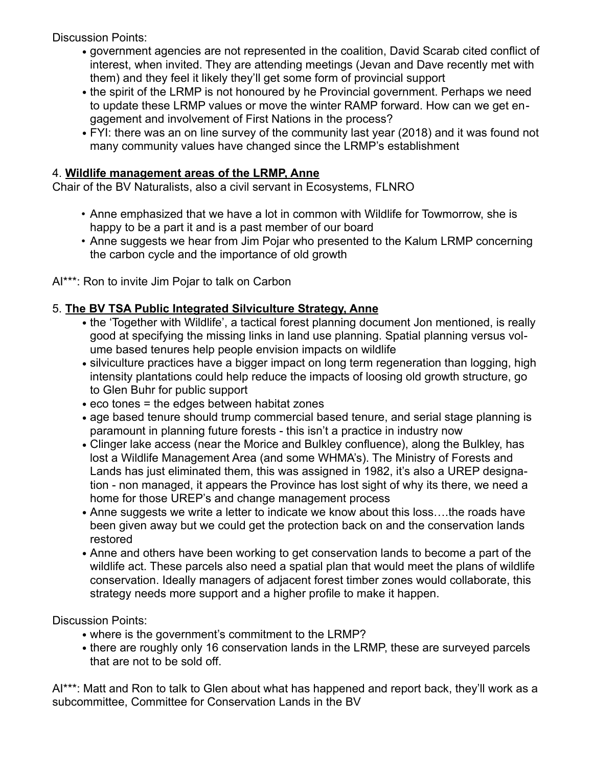Discussion Points:

- government agencies are not represented in the coalition, David Scarab cited conflict of interest, when invited. They are attending meetings (Jevan and Dave recently met with them) and they feel it likely they'll get some form of provincial support
- the spirit of the LRMP is not honoured by he Provincial government. Perhaps we need to update these LRMP values or move the winter RAMP forward. How can we get engagement and involvement of First Nations in the process?
- FYI: there was an on line survey of the community last year (2018) and it was found not many community values have changed since the LRMP's establishment

4. **Wildlife management areas of the LRMP, Anne**

Chair of the BV Naturalists, also a civil servant in Ecosystems, FLNRO

- Anne emphasized that we have a lot in common with Wildlife for Towmorrow, she is happy to be a part it and is a past member of our board
- Anne suggests we hear from Jim Pojar who presented to the Kalum LRMP concerning the carbon cycle and the importance of old growth

AI***: Ron to invite Jim Pojar to talk on Carbon

5. **The BV TSA Public Integrated Silviculture Strategy, Anne**

- the 'Together with Wildlife', a tactical forest planning document Jon mentioned, is really good at specifying the missing links in land use planning. Spatial planning versus volume based tenures help people envision impacts on wildlife
- silviculture practices have a bigger impact on long term regeneration than logging, high intensity plantations could help reduce the impacts of loosing old growth structure, go to Glen Buhr for public support
- eco tones = the edges between habitat zones
- age based tenure should trump commercial based tenure, and serial stage planning is paramount in planning future forests - this isn't a practice in industry now
- Clinger lake access (near the Morice and Bulkley confluence), along the Bulkley, has lost a Wildlife Management Area (and some WHMA's). The Ministry of Forests and Lands has just eliminated them, this was assigned in 1982, it's also a UREP designation - non managed, it appears the Province has lost sight of why its there, we need a home for those UREP's and change management process
- Anne suggests we write a letter to indicate we know about this loss….the roads have been given away but we could get the protection back on and the conservation lands restored
- Anne and others have been working to get conservation lands to become a part of the wildlife act. These parcels also need a spatial plan that would meet the plans of wildlife conservation. Ideally managers of adjacent forest timber zones would collaborate, this strategy needs more support and a higher profile to make it happen.

Discussion Points:

- where is the government's commitment to the LRMP?
- there are roughly only 16 conservation lands in the LRMP, these are surveyed parcels that are not to be sold off.

AI***: Matt and Ron to talk to Glen about what has happened and report back, they'll work as a subcommittee, Committee for Conservation Lands in the BV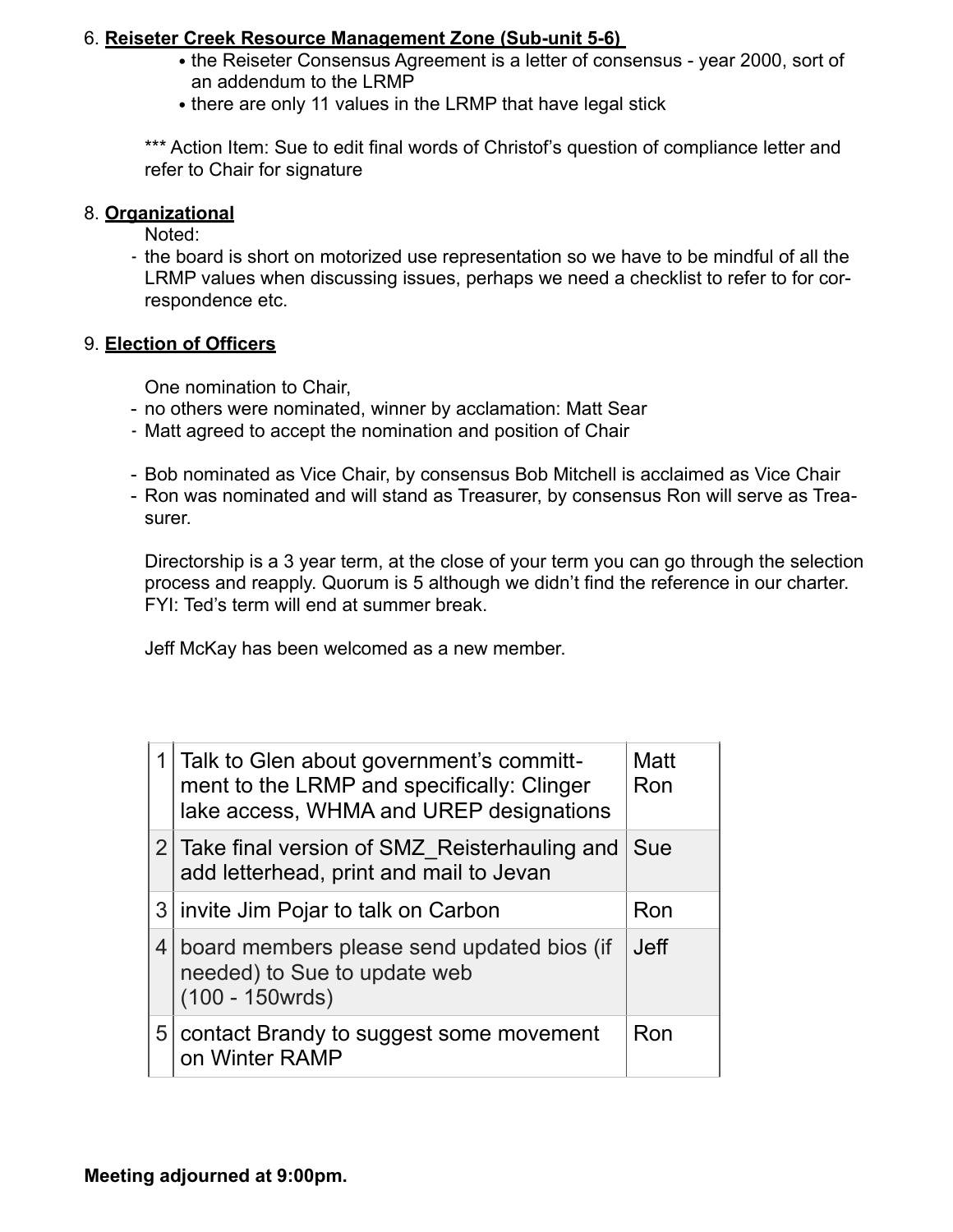6. **Reiseter Creek Resource Management Zone (Sub-unit 5-6)**
    - the Reiseter Consensus Agreement is a letter of consensus - year 2000, sort of an addendum to the LRMP
    - there are only 11 values in the LRMP that have legal stick

    *** Action Item: Sue to edit final words of Christof's question of compliance letter and refer to Chair for signature

8. **Organizational**

    Noted:
    - the board is short on motorized use representation so we have to be mindful of all the LRMP values when discussing issues, perhaps we need a checklist to refer to for correspondence etc.

9. **Election of Officers**

    One nomination to Chair,
    - no others were nominated, winner by acclamation: Matt Sear
    - Matt agreed to accept the nomination and position of Chair

    - Bob nominated as Vice Chair, by consensus Bob Mitchell is acclaimed as Vice Chair
    - Ron was nominated and will stand as Treasurer, by consensus Ron will serve as Treasurer.

    Directorship is a 3 year term, at the close of your term you can go through the selection process and reapply. Quorum is 5 although we didn't find the reference in our charter. FYI: Ted's term will end at summer break.

    Jeff McKay has been welcomed as a new member.

| | | |
|---|---|---|
| 1 | Talk to Glen about government's committment to the LRMP and specifically: Clinger lake access, WHMA and UREP designations | Matt Ron |
| 2 | Take final version of SMZ_Reisterhauling and add letterhead, print and mail to Jevan | Sue |
| 3 | invite Jim Pojar to talk on Carbon | Ron |
| 4 | board members please send updated bios (if needed) to Sue to update web (100 - 150wrds) | Jeff |
| 5 | contact Brandy to suggest some movement on Winter RAMP | Ron |

**Meeting adjourned at 9:00pm.**